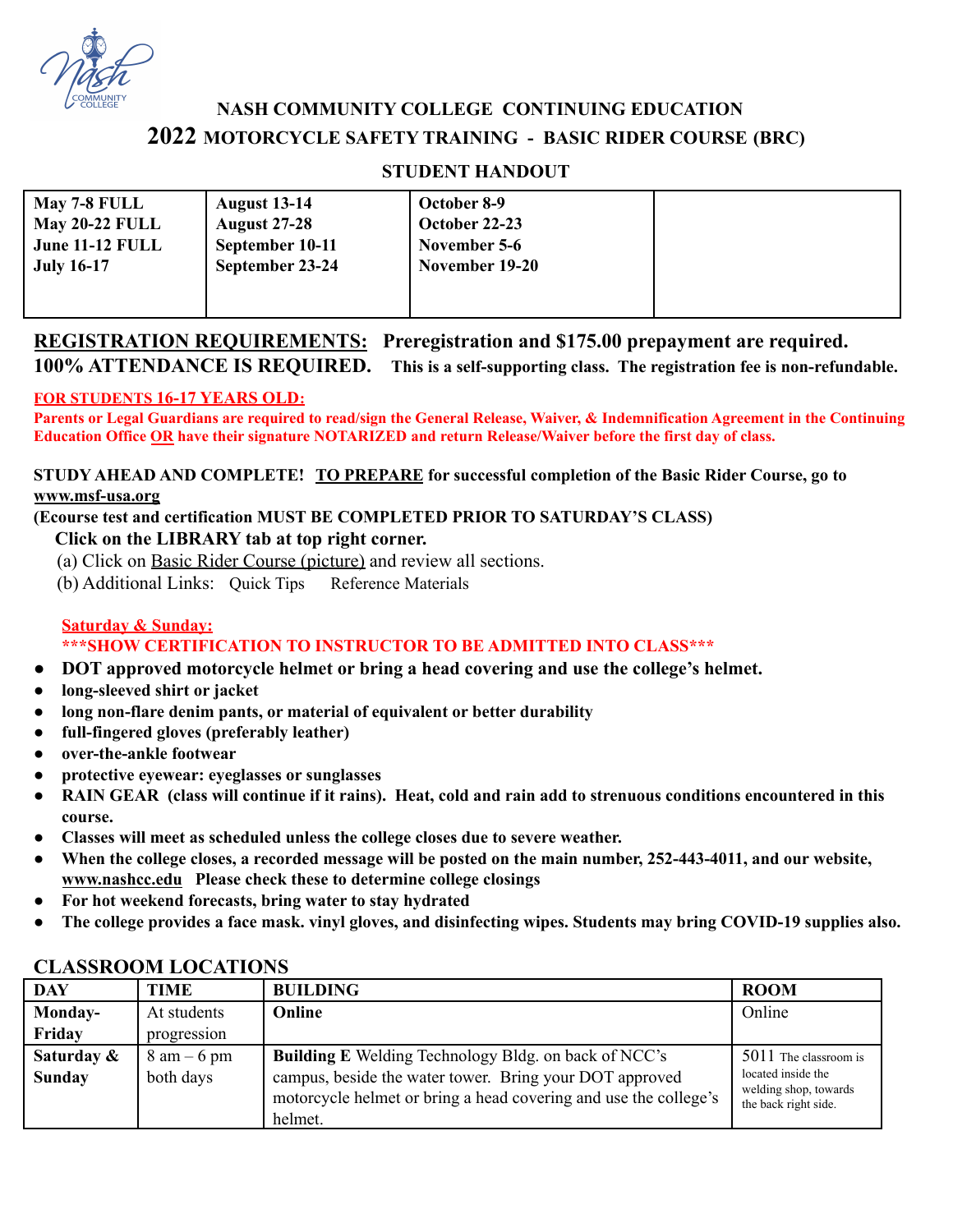# NASH COMMUNITY COLLEGE CONTINUING EDUCATION

## 2022 MOTORCYCLE SAFETY TRAINING - BASIC RIDER COURSE (BRC)

### STUDENT HANDOUT

| | | | |
|---|---|---|---|
| **May 7-8 FULL**<br>**May 20-22 FULL**<br>**June 11-12 FULL**<br>**July 16-17** | **August 13-14**<br>**August 27-28**<br>**September 10-11**<br>**September 23-24** | **October 8-9**<br>**October 22-23**<br>**November 5-6**<br>**November 19-20** | |

**REGISTRATION REQUIREMENTS: Preregistration and $175.00 prepayment are required.**
**100% ATTENDANCE IS REQUIRED. This is a self-supporting class. The registration fee is non-refundable.**

**FOR STUDENTS 16-17 YEARS OLD:**
**Parents or Legal Guardians are required to read/sign the General Release, Waiver, & Indemnification Agreement in the Continuing Education Office OR have their signature NOTARIZED and return Release/Waiver before the first day of class.**

**STUDY AHEAD AND COMPLETE! TO PREPARE for successful completion of the Basic Rider Course, go to www.msf-usa.org**

**(Ecourse test and certification MUST BE COMPLETED PRIOR TO SATURDAY'S CLASS)**

**Click on the LIBRARY tab at top right corner.**

(a) Click on Basic Rider Course (picture) and review all sections.

(b) Additional Links: Quick Tips Reference Materials

**Saturday & Sunday:**
**\*\*\*SHOW CERTIFICATION TO INSTRUCTOR TO BE ADMITTED INTO CLASS\*\*\***

- **DOT approved motorcycle helmet or bring a head covering and use the college's helmet.**
- **long-sleeved shirt or jacket**
- **long non-flare denim pants, or material of equivalent or better durability**
- **full-fingered gloves (preferably leather)**
- **over-the-ankle footwear**
- **protective eyewear: eyeglasses or sunglasses**
- **RAIN GEAR (class will continue if it rains). Heat, cold and rain add to strenuous conditions encountered in this course.**
- **Classes will meet as scheduled unless the college closes due to severe weather.**
- **When the college closes, a recorded message will be posted on the main number, 252-443-4011, and our website, www.nashcc.edu Please check these to determine college closings**
- **For hot weekend forecasts, bring water to stay hydrated**
- **The college provides a face mask. vinyl gloves, and disinfecting wipes. Students may bring COVID-19 supplies also.**

## CLASSROOM LOCATIONS

| DAY | TIME | BUILDING | ROOM |
|---|---|---|---|
| **Monday-Friday** | At students progression | **Online** | Online |
| **Saturday & Sunday** | 8 am – 6 pm both days | **Building E** Welding Technology Bldg. on back of NCC's campus, beside the water tower. Bring your DOT approved motorcycle helmet or bring a head covering and use the college's helmet. | 5011 The classroom is located inside the welding shop, towards the back right side. |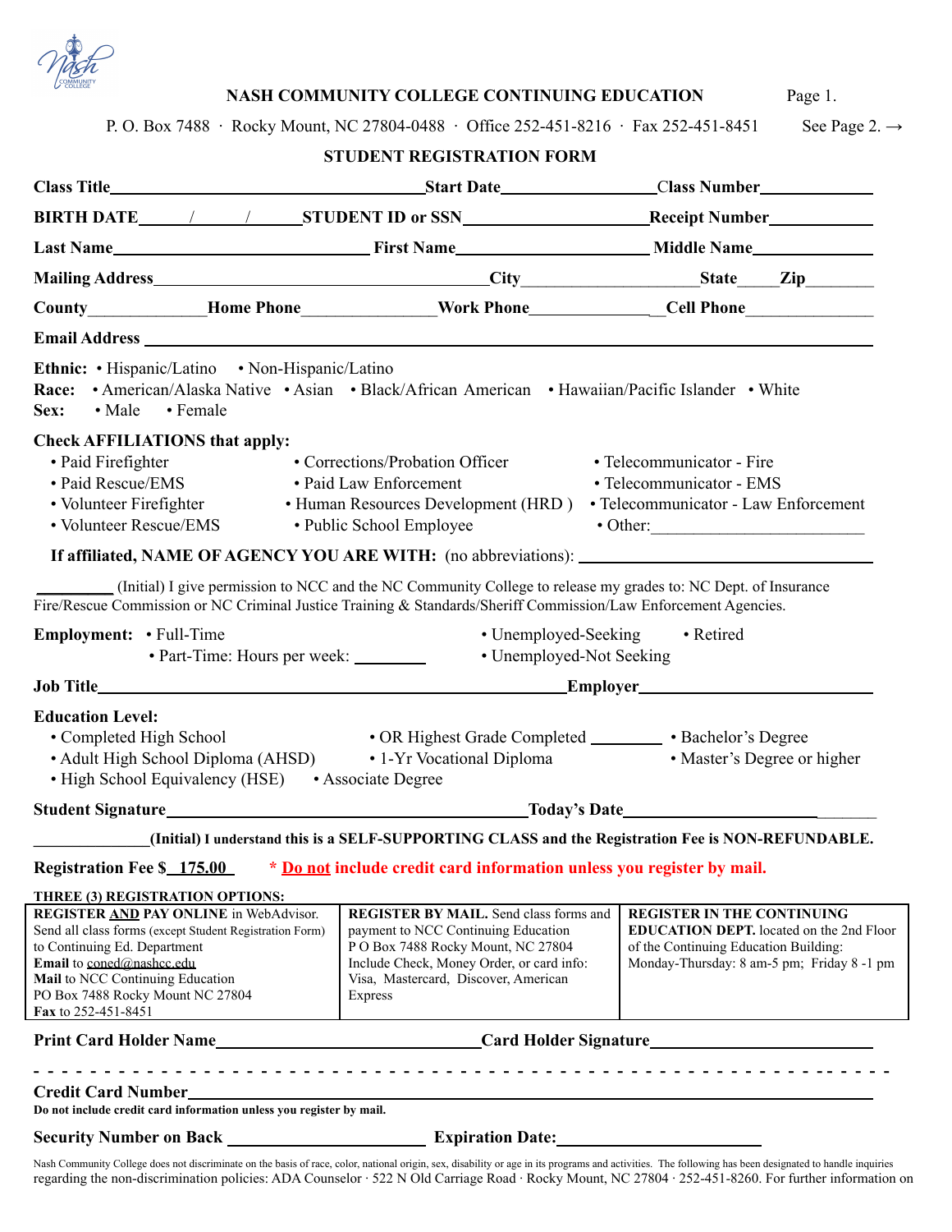# NASH COMMUNITY COLLEGE CONTINUING EDUCATION

Page 1.

P. O. Box 7488 · Rocky Mount, NC 27804-0488 · Office 252-451-8216 · Fax 252-451-8451

See Page 2. →

## STUDENT REGISTRATION FORM

**Class Title**_______________________________ **Start Date**_______________ **Class Number**___________

**BIRTH DATE**_____/_____/_____ **STUDENT ID or SSN**___________________ **Receipt Number**___________

**Last Name**___________________________ **First Name**____________________ **Middle Name**_____________

**Mailing Address**___________________________________ **City**__________________ **State**____ **Zip**_______

**County**_____________ **Home Phone**_______________ **Work Phone**_____________ **Cell Phone**_______________

**Email Address** ___________________________________________________________________

**Ethnic:** • Hispanic/Latino • Non-Hispanic/Latino

**Race:** • American/Alaska Native • Asian • Black/African American • Hawaiian/Pacific Islander • White

**Sex:** • Male • Female

**Check AFFILIATIONS that apply:**

- Paid Firefighter
- Paid Rescue/EMS
- Volunteer Firefighter
- Volunteer Rescue/EMS
- Corrections/Probation Officer
- Paid Law Enforcement
- Human Resources Development (HRD )
- Public School Employee
- Telecommunicator - Fire
- Telecommunicator - EMS
- Telecommunicator - Law Enforcement
- Other:________________________

**If affiliated, NAME OF AGENCY YOU ARE WITH:** (no abbreviations): ______________________________

_________ (Initial) I give permission to NCC and the NC Community College to release my grades to: NC Dept. of Insurance Fire/Rescue Commission or NC Criminal Justice Training & Standards/Sheriff Commission/Law Enforcement Agencies.

**Employment:** • Full-Time • Part-Time: Hours per week: ________ • Unemployed-Seeking • Unemployed-Not Seeking • Retired

**Job Title**__________________________________________ **Employer**_________________________

**Education Level:**

- Completed High School
- Adult High School Diploma (AHSD)
- High School Equivalency (HSE)
- OR Highest Grade Completed ________
- 1-Yr Vocational Diploma
- Associate Degree
- Bachelor's Degree
- Master's Degree or higher

**Student Signature**_________________________________ **Today's Date**_________________________

_____________**(Initial) I understand this is a SELF-SUPPORTING CLASS and the Registration Fee is NON-REFUNDABLE.**

**Registration Fee $_175.00_** *** Do not include credit card information unless you register by mail.**

**THREE (3) REGISTRATION OPTIONS:**

| | | |
|---|---|---|
| **REGISTER AND PAY ONLINE** in WebAdvisor. Send all class forms (except Student Registration Form) to Continuing Ed. Department **Email** to coned@nashcc.edu **Mail** to NCC Continuing Education PO Box 7488 Rocky Mount NC 27804 **Fax** to 252-451-8451 | **REGISTER BY MAIL.** Send class forms and payment to NCC Continuing Education P O Box 7488 Rocky Mount, NC 27804 Include Check, Money Order, or card info: Visa, Mastercard, Discover, American Express | **REGISTER IN THE CONTINUING EDUCATION DEPT.** located on the 2nd Floor of the Continuing Education Building: Monday-Thursday: 8 am-5 pm; Friday 8 -1 pm |

**Print Card Holder Name**___________________________ **Card Holder Signature**_______________________

- - - - - - - - - - - - - - - - - - - - - - - - - - - - - - - - - - - - - - - - - - - - - - - - - - - -

**Credit Card Number**_____________________________________________________________

**Do not include credit card information unless you register by mail.**

**Security Number on Back** ______________________ **Expiration Date:**______________________

Nash Community College does not discriminate on the basis of race, color, national origin, sex, disability or age in its programs and activities. The following has been designated to handle inquiries regarding the non-discrimination policies: ADA Counselor · 522 N Old Carriage Road · Rocky Mount, NC 27804 · 252-451-8260. For further information on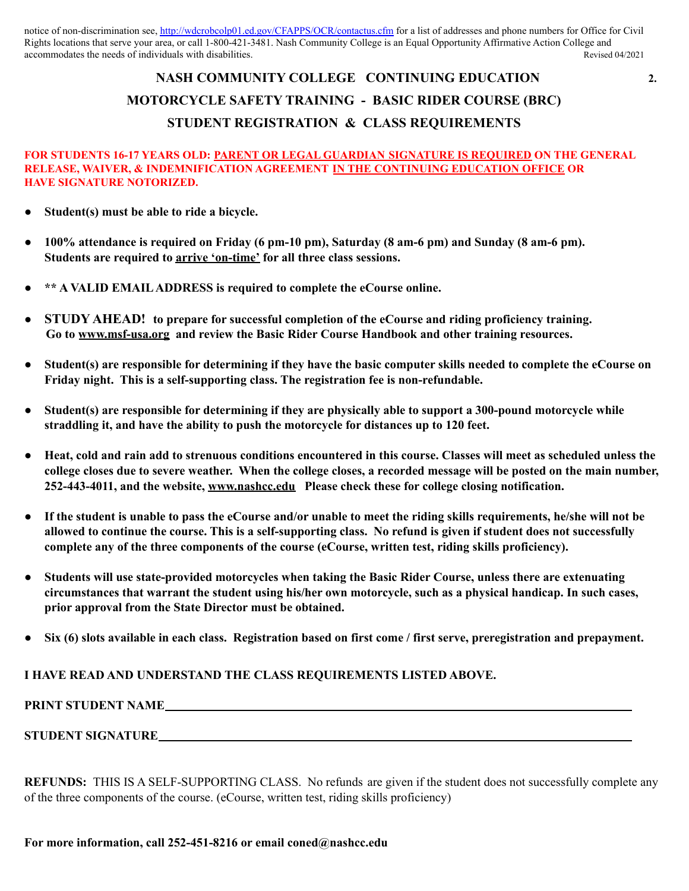notice of non-discrimination see, http://wdcrobcolp01.ed.gov/CFAPPS/OCR/contactus.cfm for a list of addresses and phone numbers for Office for Civil Rights locations that serve your area, or call 1-800-421-3481. Nash Community College is an Equal Opportunity Affirmative Action College and accommodates the needs of individuals with disabilities. Revised 04/2021

# NASH COMMUNITY COLLEGE CONTINUING EDUCATION

## MOTORCYCLE SAFETY TRAINING - BASIC RIDER COURSE (BRC)

## STUDENT REGISTRATION & CLASS REQUIREMENTS

**FOR STUDENTS 16-17 YEARS OLD: PARENT OR LEGAL GUARDIAN SIGNATURE IS REQUIRED ON THE GENERAL RELEASE, WAIVER, & INDEMNIFICATION AGREEMENT IN THE CONTINUING EDUCATION OFFICE OR HAVE SIGNATURE NOTORIZED.**

- **Student(s) must be able to ride a bicycle.**
- **100% attendance is required on Friday (6 pm-10 pm), Saturday (8 am-6 pm) and Sunday (8 am-6 pm). Students are required to arrive 'on-time' for all three class sessions.**
- **\*\* A VALID EMAIL ADDRESS is required to complete the eCourse online.**
- **STUDY AHEAD! to prepare for successful completion of the eCourse and riding proficiency training. Go to www.msf-usa.org and review the Basic Rider Course Handbook and other training resources.**
- **Student(s) are responsible for determining if they have the basic computer skills needed to complete the eCourse on Friday night. This is a self-supporting class. The registration fee is non-refundable.**
- **Student(s) are responsible for determining if they are physically able to support a 300-pound motorcycle while straddling it, and have the ability to push the motorcycle for distances up to 120 feet.**
- **Heat, cold and rain add to strenuous conditions encountered in this course. Classes will meet as scheduled unless the college closes due to severe weather. When the college closes, a recorded message will be posted on the main number, 252-443-4011, and the website, www.nashcc.edu Please check these for college closing notification.**
- **If the student is unable to pass the eCourse and/or unable to meet the riding skills requirements, he/she will not be allowed to continue the course. This is a self-supporting class. No refund is given if student does not successfully complete any of the three components of the course (eCourse, written test, riding skills proficiency).**
- **Students will use state-provided motorcycles when taking the Basic Rider Course, unless there are extenuating circumstances that warrant the student using his/her own motorcycle, such as a physical handicap. In such cases, prior approval from the State Director must be obtained.**
- **Six (6) slots available in each class. Registration based on first come / first serve, preregistration and prepayment.**

**I HAVE READ AND UNDERSTAND THE CLASS REQUIREMENTS LISTED ABOVE.**

**PRINT STUDENT NAME**\_\_\_\_\_\_\_\_\_\_\_\_\_\_\_\_\_\_\_\_\_\_\_\_\_\_\_\_\_\_\_\_\_\_\_\_\_\_\_\_

**STUDENT SIGNATURE**\_\_\_\_\_\_\_\_\_\_\_\_\_\_\_\_\_\_\_\_\_\_\_\_\_\_\_\_\_\_\_\_\_\_\_\_\_\_\_\_

**REFUNDS:** THIS IS A SELF-SUPPORTING CLASS. No refunds are given if the student does not successfully complete any of the three components of the course. (eCourse, written test, riding skills proficiency)

**For more information, call 252-451-8216 or email coned@nashcc.edu**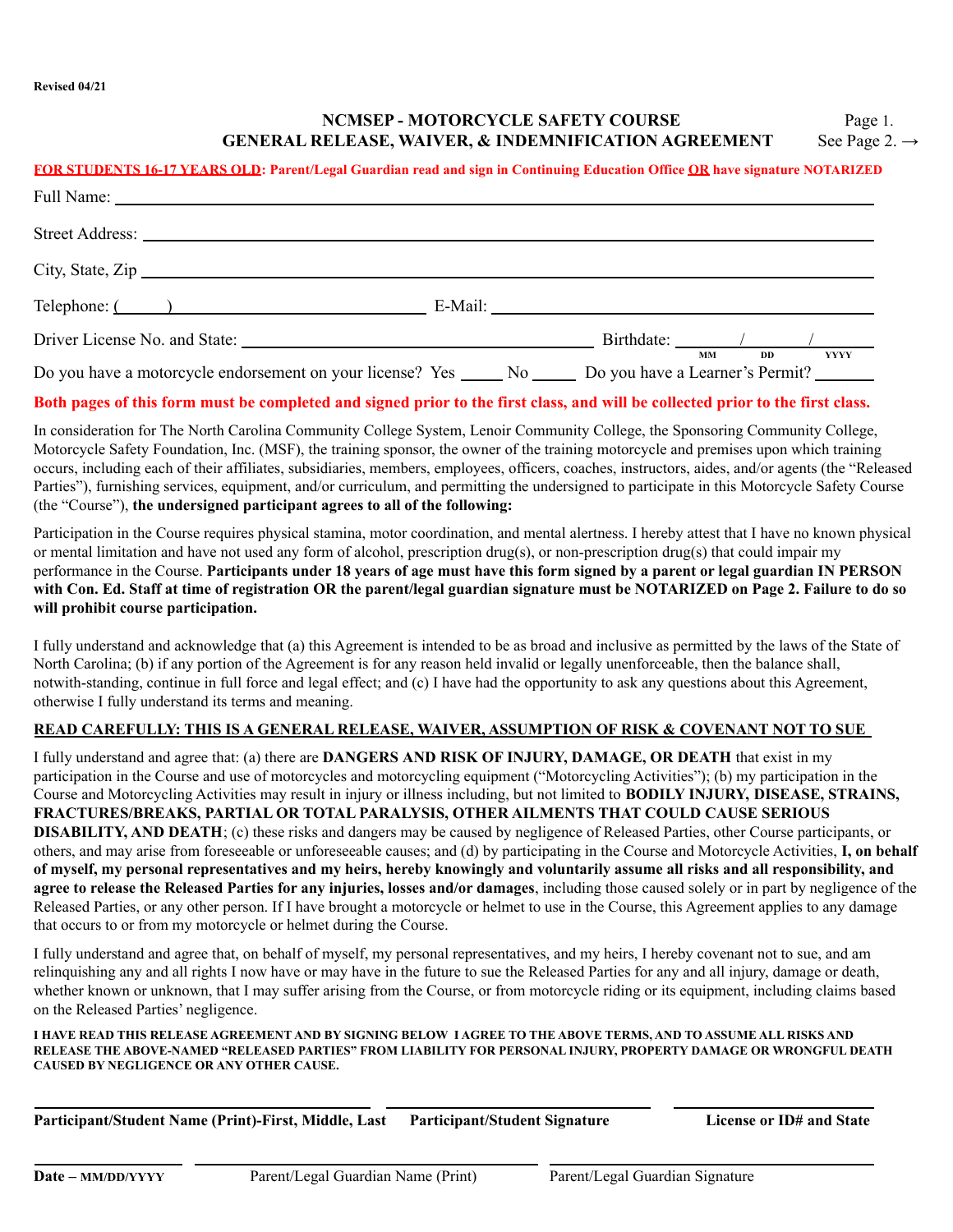Revised 04/21

**NCMSEP - MOTORCYCLE SAFETY COURSE**
**GENERAL RELEASE, WAIVER, & INDEMNIFICATION AGREEMENT**

Page 1. See Page 2. →

**FOR STUDENTS 16-17 YEARS OLD: Parent/Legal Guardian read and sign in Continuing Education Office OR have signature NOTARIZED**

Full Name: ______________________________

Street Address: ______________________________

City, State, Zip ______________________________

Telephone: (      ) ______________________ E-Mail: ______________________

Driver License No. and State: ______________________ Birthdate: ____/____/______ (MM DD YYYY)

Do you have a motorcycle endorsement on your license? Yes _____ No _____ Do you have a Learner's Permit? _______

**Both pages of this form must be completed and signed prior to the first class, and will be collected prior to the first class.**

In consideration for The North Carolina Community College System, Lenoir Community College, the Sponsoring Community College, Motorcycle Safety Foundation, Inc. (MSF), the training sponsor, the owner of the training motorcycle and premises upon which training occurs, including each of their affiliates, subsidiaries, members, employees, officers, coaches, instructors, aides, and/or agents (the "Released Parties"), furnishing services, equipment, and/or curriculum, and permitting the undersigned to participate in this Motorcycle Safety Course (the "Course"), **the undersigned participant agrees to all of the following:**

Participation in the Course requires physical stamina, motor coordination, and mental alertness. I hereby attest that I have no known physical or mental limitation and have not used any form of alcohol, prescription drug(s), or non-prescription drug(s) that could impair my performance in the Course. **Participants under 18 years of age must have this form signed by a parent or legal guardian IN PERSON with Con. Ed. Staff at time of registration OR the parent/legal guardian signature must be NOTARIZED on Page 2. Failure to do so will prohibit course participation.**

I fully understand and acknowledge that (a) this Agreement is intended to be as broad and inclusive as permitted by the laws of the State of North Carolina; (b) if any portion of the Agreement is for any reason held invalid or legally unenforceable, then the balance shall, notwith-standing, continue in full force and legal effect; and (c) I have had the opportunity to ask any questions about this Agreement, otherwise I fully understand its terms and meaning.

**READ CAREFULLY: THIS IS A GENERAL RELEASE, WAIVER, ASSUMPTION OF RISK & COVENANT NOT TO SUE**

I fully understand and agree that: (a) there are **DANGERS AND RISK OF INJURY, DAMAGE, OR DEATH** that exist in my participation in the Course and use of motorcycles and motorcycling equipment ("Motorcycling Activities"); (b) my participation in the Course and Motorcycling Activities may result in injury or illness including, but not limited to **BODILY INJURY, DISEASE, STRAINS, FRACTURES/BREAKS, PARTIAL OR TOTAL PARALYSIS, OTHER AILMENTS THAT COULD CAUSE SERIOUS DISABILITY, AND DEATH**; (c) these risks and dangers may be caused by negligence of Released Parties, other Course participants, or others, and may arise from foreseeable or unforeseeable causes; and (d) by participating in the Course and Motorcycle Activities, **I, on behalf of myself, my personal representatives and my heirs, hereby knowingly and voluntarily assume all risks and all responsibility, and agree to release the Released Parties for any injuries, losses and/or damages**, including those caused solely or in part by negligence of the Released Parties, or any other person. If I have brought a motorcycle or helmet to use in the Course, this Agreement applies to any damage that occurs to or from my motorcycle or helmet during the Course.

I fully understand and agree that, on behalf of myself, my personal representatives, and my heirs, I hereby covenant not to sue, and am relinquishing any and all rights I now have or may have in the future to sue the Released Parties for any and all injury, damage or death, whether known or unknown, that I may suffer arising from the Course, or from motorcycle riding or its equipment, including claims based on the Released Parties' negligence.

**I HAVE READ THIS RELEASE AGREEMENT AND BY SIGNING BELOW I AGREE TO THE ABOVE TERMS, AND TO ASSUME ALL RISKS AND RELEASE THE ABOVE-NAMED "RELEASED PARTIES" FROM LIABILITY FOR PERSONAL INJURY, PROPERTY DAMAGE OR WRONGFUL DEATH CAUSED BY NEGLIGENCE OR ANY OTHER CAUSE.**

| ______________________ | ______________________ | ______________________ |
|---|---|---|
| **Participant/Student Name (Print)-First, Middle, Last** | **Participant/Student Signature** | **License or ID# and State** |

| __________ | ______________________ | ______________________ |
|---|---|---|
| **Date – MM/DD/YYYY** | Parent/Legal Guardian Name (Print) | Parent/Legal Guardian Signature |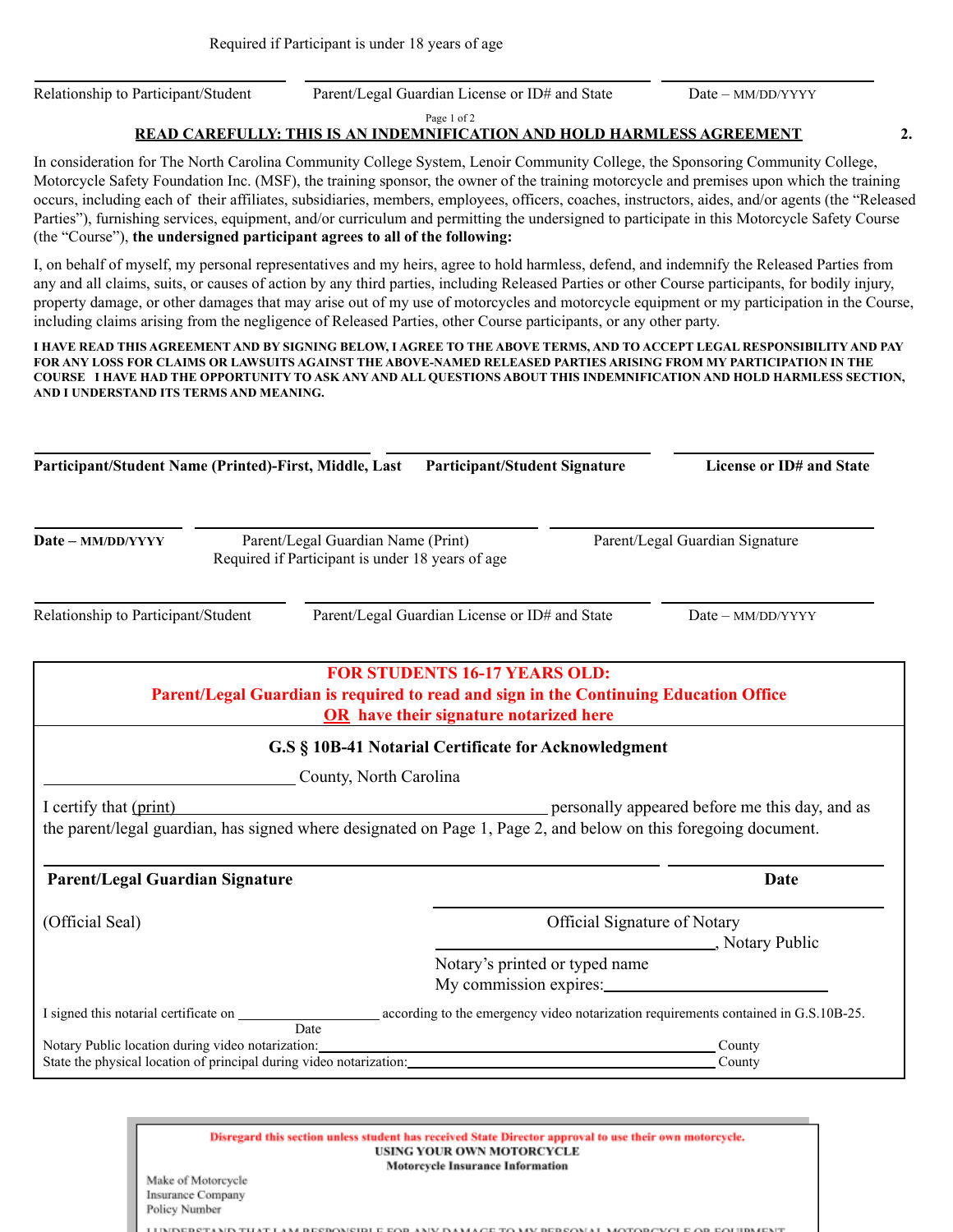Required if Participant is under 18 years of age

| | | |
|---|---|---|
| Relationship to Participant/Student | Parent/Legal Guardian License or ID# and State | Date – MM/DD/YYYY |

## READ CAREFULLY: THIS IS AN INDEMNIFICATION AND HOLD HARMLESS AGREEMENT

**2.**

In consideration for The North Carolina Community College System, Lenoir Community College, the Sponsoring Community College, Motorcycle Safety Foundation Inc. (MSF), the training sponsor, the owner of the training motorcycle and premises upon which the training occurs, including each of their affiliates, subsidiaries, members, employees, officers, coaches, instructors, aides, and/or agents (the "Released Parties"), furnishing services, equipment, and/or curriculum and permitting the undersigned to participate in this Motorcycle Safety Course (the "Course"), **the undersigned participant agrees to all of the following:**

I, on behalf of myself, my personal representatives and my heirs, agree to hold harmless, defend, and indemnify the Released Parties from any and all claims, suits, or causes of action by any third parties, including Released Parties or other Course participants, for bodily injury, property damage, or other damages that may arise out of my use of motorcycles and motorcycle equipment or my participation in the Course, including claims arising from the negligence of Released Parties, other Course participants, or any other party.

**I HAVE READ THIS AGREEMENT AND BY SIGNING BELOW, I AGREE TO THE ABOVE TERMS, AND TO ACCEPT LEGAL RESPONSIBILITY AND PAY FOR ANY LOSS FOR CLAIMS OR LAWSUITS AGAINST THE ABOVE-NAMED RELEASED PARTIES ARISING FROM MY PARTICIPATION IN THE COURSE I HAVE HAD THE OPPORTUNITY TO ASK ANY AND ALL QUESTIONS ABOUT THIS INDEMNIFICATION AND HOLD HARMLESS SECTION, AND I UNDERSTAND ITS TERMS AND MEANING.**

| | | |
|---|---|---|
| **Participant/Student Name (Printed)-First, Middle, Last** | **Participant/Student Signature** | **License or ID# and State** |
| **Date – MM/DD/YYYY** | Parent/Legal Guardian Name (Print) Required if Participant is under 18 years of age | Parent/Legal Guardian Signature |
| Relationship to Participant/Student | Parent/Legal Guardian License or ID# and State | Date – MM/DD/YYYY |

**FOR STUDENTS 16-17 YEARS OLD:**
**Parent/Legal Guardian is required to read and sign in the Continuing Education Office**
**OR have their signature notarized here**

### G.S § 10B-41 Notarial Certificate for Acknowledgment

\_\_\_\_\_\_\_\_\_\_\_\_\_\_\_\_\_\_\_\_\_\_\_\_\_\_ County, North Carolina

I certify that (print) \_\_\_\_\_\_\_\_\_\_\_\_\_\_\_\_\_\_\_\_\_\_\_\_\_\_\_\_\_\_\_\_\_\_\_\_ personally appeared before me this day, and as the parent/legal guardian, has signed where designated on Page 1, Page 2, and below on this foregoing document.

**Parent/Legal Guardian Signature** \_\_\_\_\_\_\_\_\_\_\_\_\_\_\_\_\_\_\_\_ **Date** \_\_\_\_\_\_\_\_\_\_

(Official Seal)

Official Signature of Notary

\_\_\_\_\_\_\_\_\_\_\_\_\_\_\_\_\_\_\_\_\_\_\_\_\_\_\_\_, Notary Public

Notary's printed or typed name

My commission expires: \_\_\_\_\_\_\_\_\_\_\_\_\_\_\_\_\_\_\_\_

I signed this notarial certificate on \_\_\_\_\_\_\_\_\_\_\_\_\_\_\_\_ (Date) according to the emergency video notarization requirements contained in G.S.10B-25.

Notary Public location during video notarization: \_\_\_\_\_\_\_\_\_\_\_\_\_\_\_\_\_\_\_\_\_\_\_\_\_\_\_\_\_\_\_\_\_\_ County

State the physical location of principal during video notarization: \_\_\_\_\_\_\_\_\_\_\_\_\_\_\_\_\_\_\_\_\_\_\_\_\_\_\_\_\_\_\_\_ County

**Disregard this section unless student has received State Director approval to use their own motorcycle.**

**USING YOUR OWN MOTORCYCLE**

**Motorcycle Insurance Information**

Make of Motorcycle

Insurance Company

Policy Number

I UNDERSTAND THAT I AM RESPONSIBLE FOR ANY DAMAGE TO MY PERSONAL MOTORCYCLE OR EQUIPMENT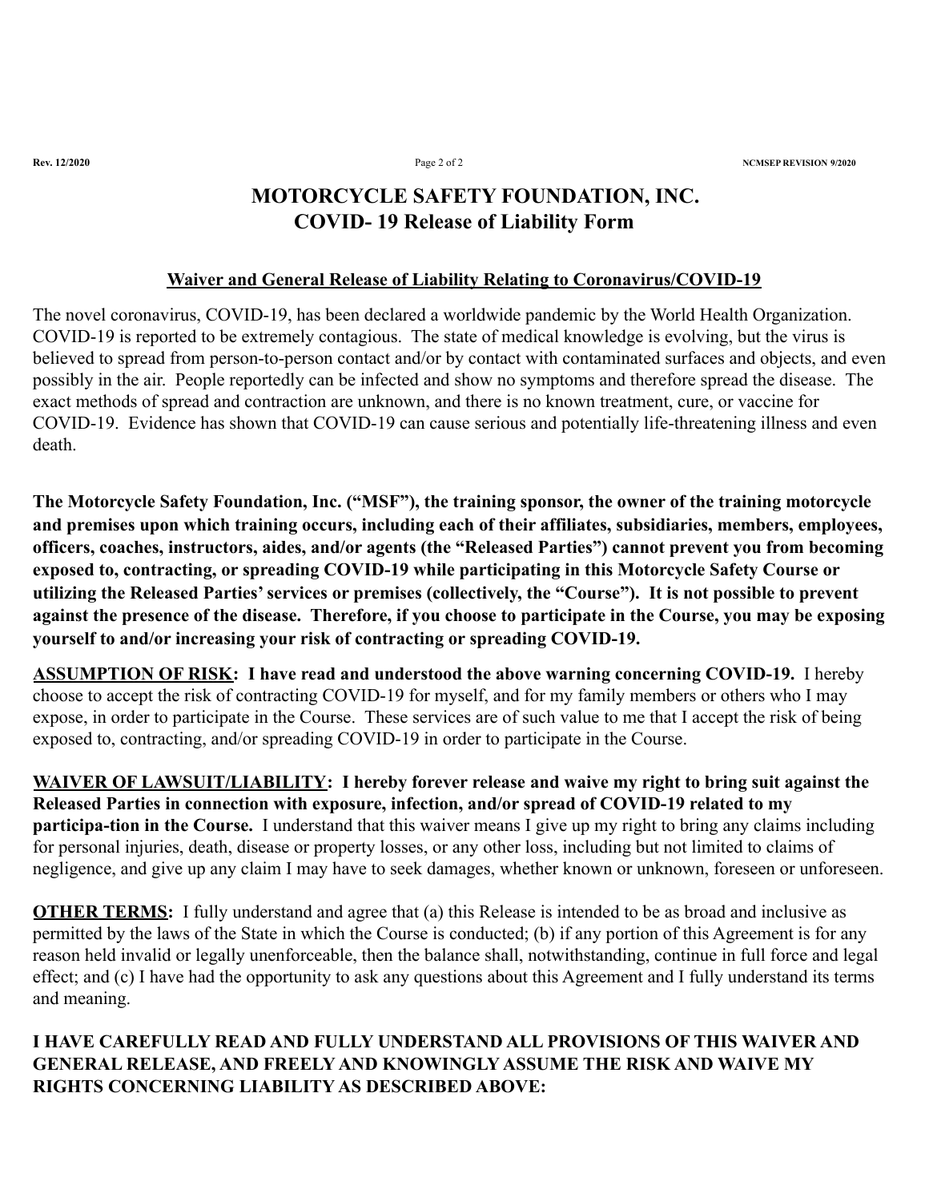# MOTORCYCLE SAFETY FOUNDATION, INC.
# COVID- 19 Release of Liability Form

## Waiver and General Release of Liability Relating to Coronavirus/COVID-19

The novel coronavirus, COVID-19, has been declared a worldwide pandemic by the World Health Organization. COVID-19 is reported to be extremely contagious. The state of medical knowledge is evolving, but the virus is believed to spread from person-to-person contact and/or by contact with contaminated surfaces and objects, and even possibly in the air. People reportedly can be infected and show no symptoms and therefore spread the disease. The exact methods of spread and contraction are unknown, and there is no known treatment, cure, or vaccine for COVID-19. Evidence has shown that COVID-19 can cause serious and potentially life-threatening illness and even death.

**The Motorcycle Safety Foundation, Inc. ("MSF"), the training sponsor, the owner of the training motorcycle and premises upon which training occurs, including each of their affiliates, subsidiaries, members, employees, officers, coaches, instructors, aides, and/or agents (the "Released Parties") cannot prevent you from becoming exposed to, contracting, or spreading COVID-19 while participating in this Motorcycle Safety Course or utilizing the Released Parties' services or premises (collectively, the "Course"). It is not possible to prevent against the presence of the disease. Therefore, if you choose to participate in the Course, you may be exposing yourself to and/or increasing your risk of contracting or spreading COVID-19.**

**ASSUMPTION OF RISK: I have read and understood the above warning concerning COVID-19.** I hereby choose to accept the risk of contracting COVID-19 for myself, and for my family members or others who I may expose, in order to participate in the Course. These services are of such value to me that I accept the risk of being exposed to, contracting, and/or spreading COVID-19 in order to participate in the Course.

**WAIVER OF LAWSUIT/LIABILITY: I hereby forever release and waive my right to bring suit against the Released Parties in connection with exposure, infection, and/or spread of COVID-19 related to my participa-tion in the Course.** I understand that this waiver means I give up my right to bring any claims including for personal injuries, death, disease or property losses, or any other loss, including but not limited to claims of negligence, and give up any claim I may have to seek damages, whether known or unknown, foreseen or unforeseen.

**OTHER TERMS:** I fully understand and agree that (a) this Release is intended to be as broad and inclusive as permitted by the laws of the State in which the Course is conducted; (b) if any portion of this Agreement is for any reason held invalid or legally unenforceable, then the balance shall, notwithstanding, continue in full force and legal effect; and (c) I have had the opportunity to ask any questions about this Agreement and I fully understand its terms and meaning.

**I HAVE CAREFULLY READ AND FULLY UNDERSTAND ALL PROVISIONS OF THIS WAIVER AND GENERAL RELEASE, AND FREELY AND KNOWINGLY ASSUME THE RISK AND WAIVE MY RIGHTS CONCERNING LIABILITY AS DESCRIBED ABOVE:**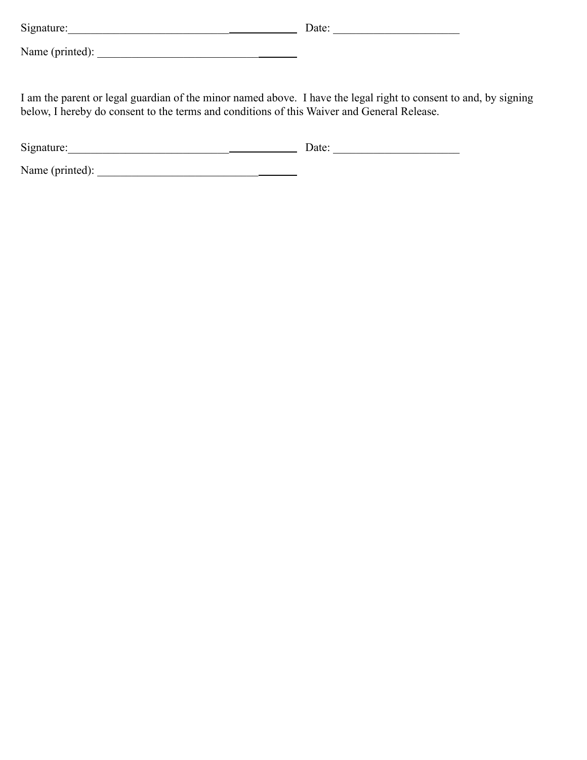Signature:_________________________________________ Date: ______________________

Name (printed): ___________________________________

I am the parent or legal guardian of the minor named above. I have the legal right to consent to and, by signing below, I hereby do consent to the terms and conditions of this Waiver and General Release.

Signature:_________________________________________ Date: ______________________

Name (printed): ___________________________________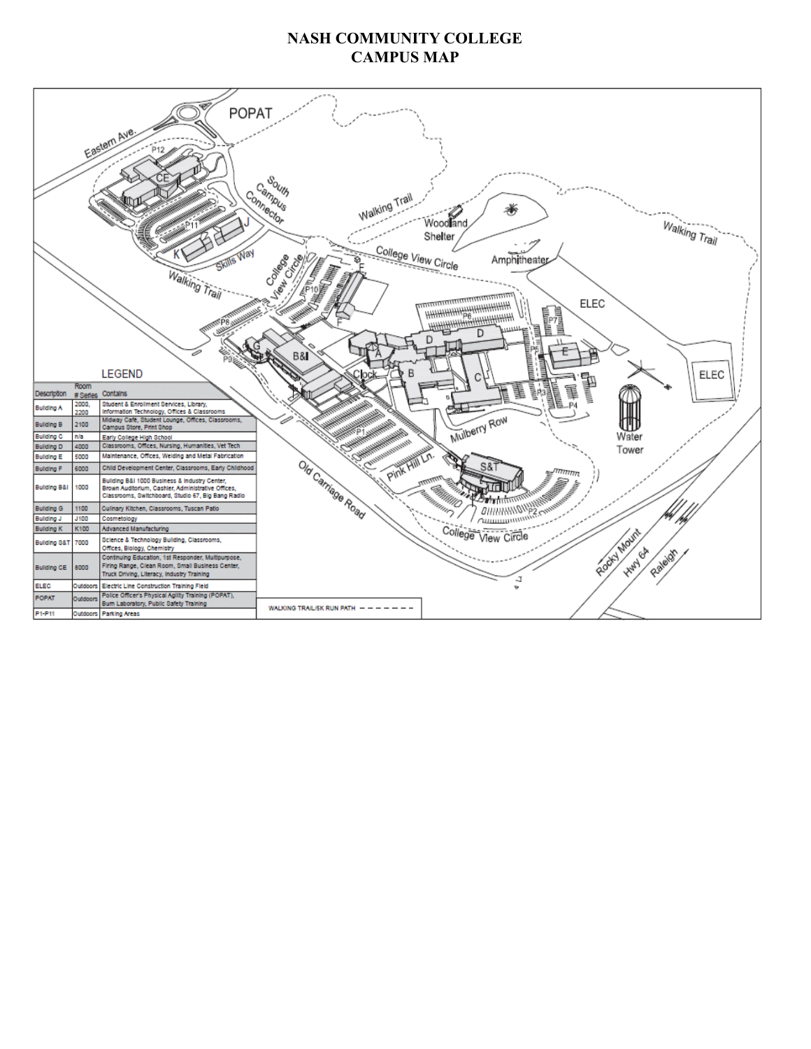# NASH COMMUNITY COLLEGE
# CAMPUS MAP

POPAT

Eastern Ave.

P12

CE

South Campus Connector

Walking Trail

Woodland Shelter

Walking Trail

P11

J

K

Skills Way

College View Circle

Amphitheater

Walking Trail

College View Circle

P10

F

ELEC

P8

P6

P7

G

B&I

D

D

P5

E

P9

A

ELEC

Clock

B

C

P3

P4

Water Tower

Mulberry Row

P1

Pink Hill Ln.

S&T

Old Carriage Road

P2

College View Circle

Rocky Mount

Hwy 64

Raleigh

LEGEND

| Description | Room # Series | Contains |
|---|---|---|
| Building A | 2000, 2200 | Student & Enrollment Services, Library, Information Technology, Offices & Classrooms |
| Building B | 2100 | Midway Café, Student Lounge, Offices, Classrooms, Campus Store, Print Shop |
| Building C | n/a | Early College High School |
| Building D | 4000 | Classrooms, Offices, Nursing, Humanities, Vet Tech |
| Building E | 5000 | Maintenance, Offices, Welding and Metal Fabrication |
| Building F | 6000 | Child Development Center, Classrooms, Early Childhood |
| Building B&I | 1000 | Building B&I 1000 Business & Industry Center, Brown Auditorium, Cashier, Administrative Offices, Classrooms, Switchboard, Studio 67, Big Bang Radio |
| Building G | 1100 | Culinary Kitchen, Classrooms, Tuscan Patio |
| Building J | J100 | Cosmetology |
| Building K | K100 | Advanced Manufacturing |
| Building S&T | 7000 | Science & Technology Building, Classrooms, Offices, Biology, Chemistry |
| Building CE | 8000 | Continuing Education, 1st Responder, Multipurpose, Firing Range, Clean Room, Small Business Center, Truck Driving, Literacy, Industry Training |
| ELEC | Outdoors | Electric Line Construction Training Field |
| POPAT | Outdoors | Police Officer's Physical Agility Training (POPAT), Burn Laboratory, Public Safety Training |
| P1-P11 | Outdoors | Parking Areas |

WALKING TRAIL/5K RUN PATH – – – – – – –